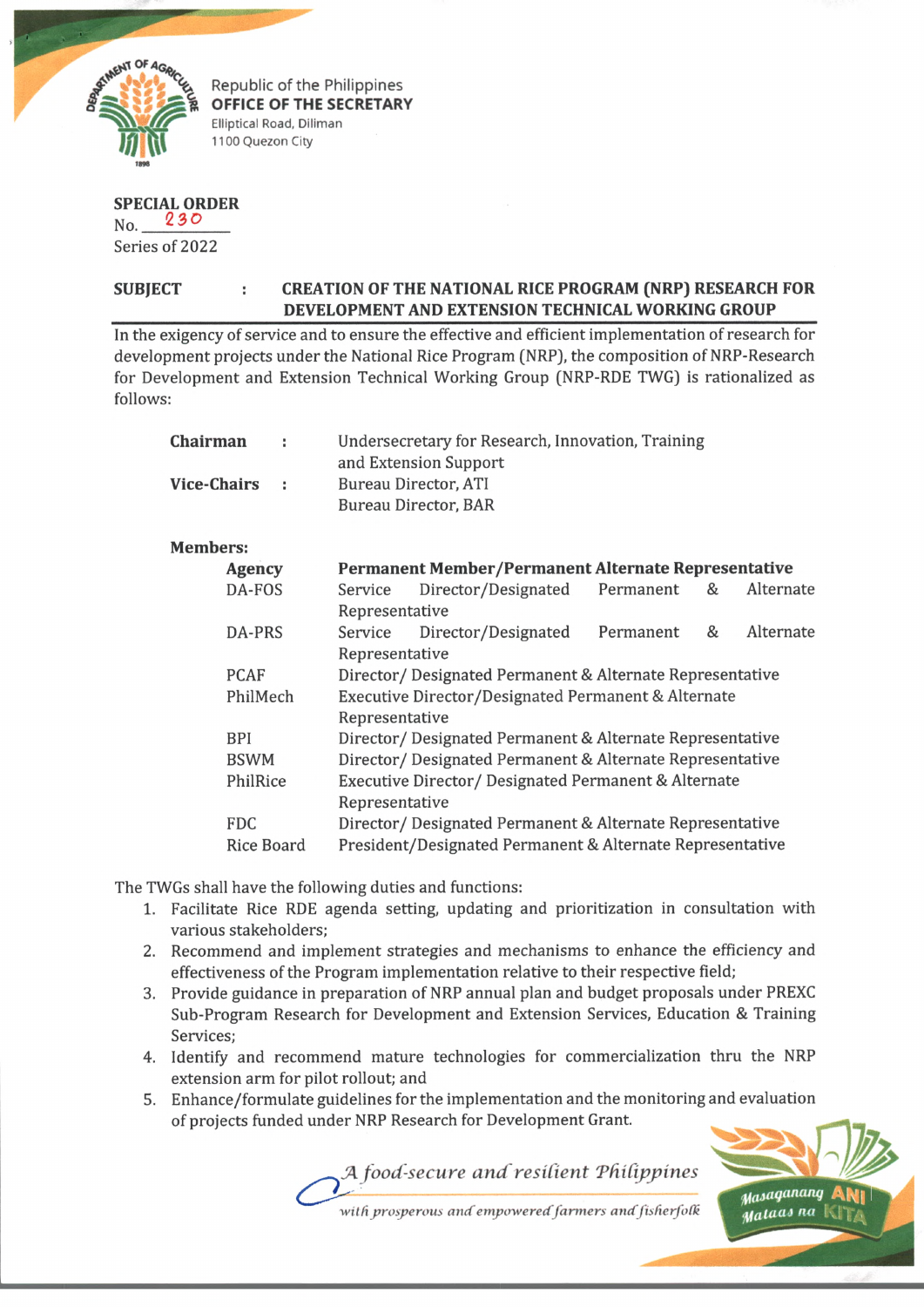Republic of the Philippines
**OFFICE OF THE SECRETARY**
Elliptical Road, Diliman
1100 Quezon City

**SPECIAL ORDER**
No. 230
Series of 2022

**SUBJECT : CREATION OF THE NATIONAL RICE PROGRAM (NRP) RESEARCH FOR DEVELOPMENT AND EXTENSION TECHNICAL WORKING GROUP**

In the exigency of service and to ensure the effective and efficient implementation of research for development projects under the National Rice Program (NRP), the composition of NRP-Research for Development and Extension Technical Working Group (NRP-RDE TWG) is rationalized as follows:

**Chairman** : Undersecretary for Research, Innovation, Training and Extension Support

**Vice-Chairs** : Bureau Director, ATI
Bureau Director, BAR

**Members:**

| **Agency** | **Permanent Member/Permanent Alternate Representative** |
| --- | --- |
| DA-FOS | Service Director/Designated Permanent & Alternate Representative |
| DA-PRS | Service Director/Designated Permanent & Alternate Representative |
| PCAF | Director/ Designated Permanent & Alternate Representative |
| PhilMech | Executive Director/Designated Permanent & Alternate Representative |
| BPI | Director/ Designated Permanent & Alternate Representative |
| BSWM | Director/ Designated Permanent & Alternate Representative |
| PhilRice | Executive Director/ Designated Permanent & Alternate Representative |
| FDC | Director/ Designated Permanent & Alternate Representative |
| Rice Board | President/Designated Permanent & Alternate Representative |

The TWGs shall have the following duties and functions:

1. Facilitate Rice RDE agenda setting, updating and prioritization in consultation with various stakeholders;
2. Recommend and implement strategies and mechanisms to enhance the efficiency and effectiveness of the Program implementation relative to their respective field;
3. Provide guidance in preparation of NRP annual plan and budget proposals under PREXC Sub-Program Research for Development and Extension Services, Education & Training Services;
4. Identify and recommend mature technologies for commercialization thru the NRP extension arm for pilot rollout; and
5. Enhance/formulate guidelines for the implementation and the monitoring and evaluation of projects funded under NRP Research for Development Grant.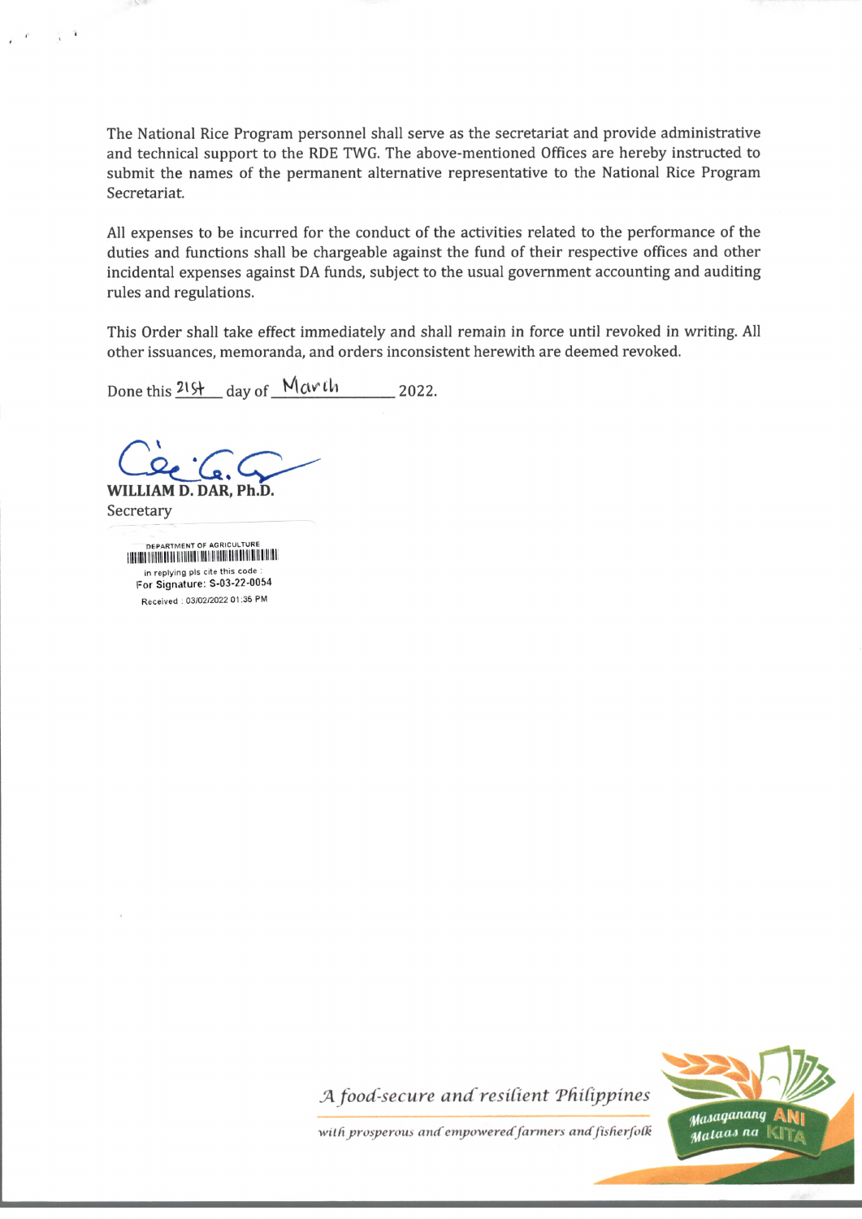The National Rice Program personnel shall serve as the secretariat and provide administrative and technical support to the RDE TWG. The above-mentioned Offices are hereby instructed to submit the names of the permanent alternative representative to the National Rice Program Secretariat.

All expenses to be incurred for the conduct of the activities related to the performance of the duties and functions shall be chargeable against the fund of their respective offices and other incidental expenses against DA funds, subject to the usual government accounting and auditing rules and regulations.

This Order shall take effect immediately and shall remain in force until revoked in writing. All other issuances, memoranda, and orders inconsistent herewith are deemed revoked.

Done this 21st day of March 2022.

**WILLIAM D. DAR, Ph.D.**
Secretary

DEPARTMENT OF AGRICULTURE
in replying pls cite this code :
For Signature: S-03-22-0054
Received : 03/02/2022 01:35 PM

*A food-secure and resilient Philippines*

*with prosperous and empowered farmers and fisherfolk*

Masaganang ANI Mataas na KITA